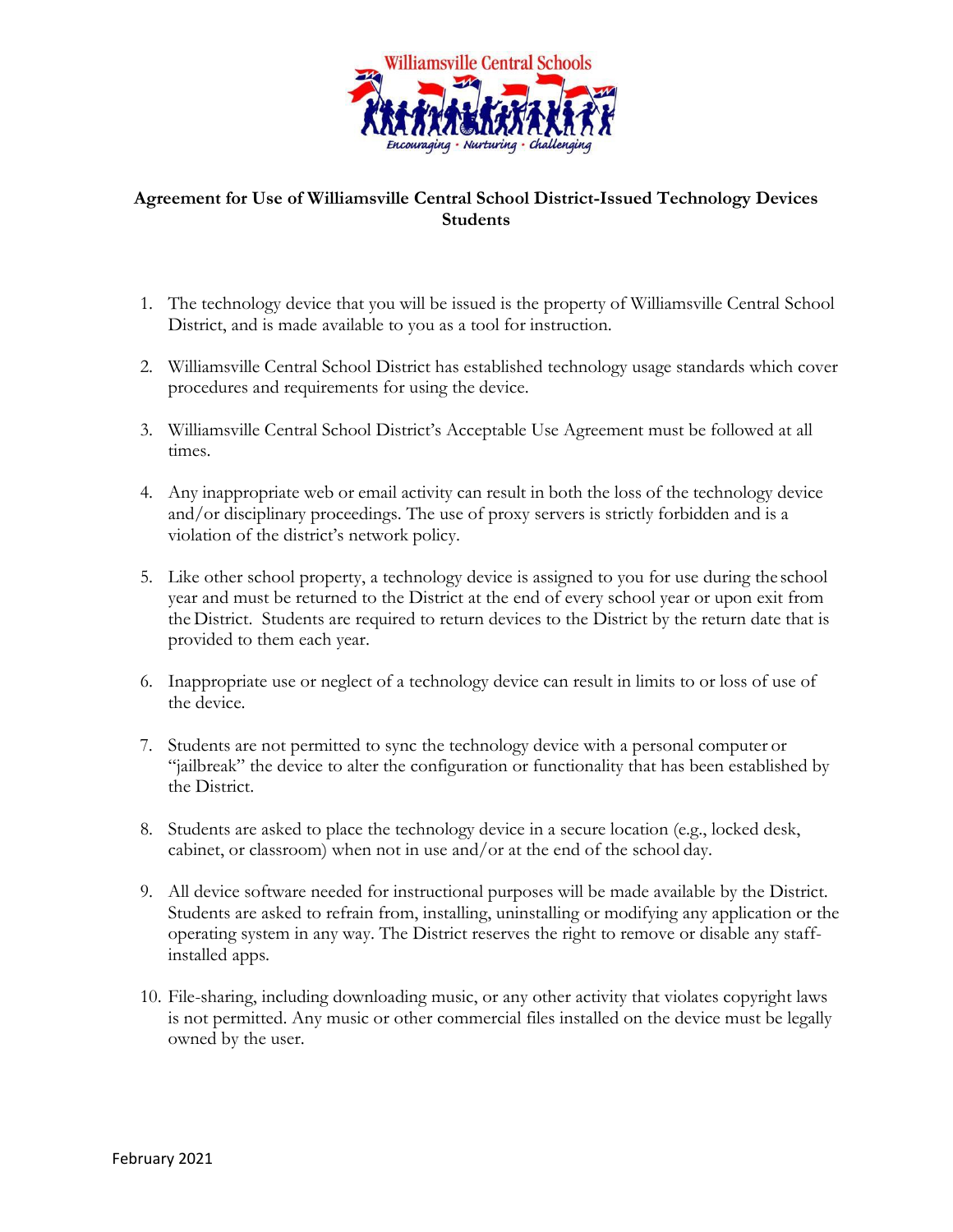Williamsville Central Schools

*Encouraging • Nurturing • Challenging*

**Agreement for Use of Williamsville Central School District-Issued Technology Devices Students**

1. The technology device that you will be issued is the property of Williamsville Central School District, and is made available to you as a tool for instruction.
2. Williamsville Central School District has established technology usage standards which cover procedures and requirements for using the device.
3. Williamsville Central School District's Acceptable Use Agreement must be followed at all times.
4. Any inappropriate web or email activity can result in both the loss of the technology device and/or disciplinary proceedings. The use of proxy servers is strictly forbidden and is a violation of the district's network policy.
5. Like other school property, a technology device is assigned to you for use during the school year and must be returned to the District at the end of every school year or upon exit from the District. Students are required to return devices to the District by the return date that is provided to them each year.
6. Inappropriate use or neglect of a technology device can result in limits to or loss of use of the device.
7. Students are not permitted to sync the technology device with a personal computer or "jailbreak" the device to alter the configuration or functionality that has been established by the District.
8. Students are asked to place the technology device in a secure location (e.g., locked desk, cabinet, or classroom) when not in use and/or at the end of the school day.
9. All device software needed for instructional purposes will be made available by the District. Students are asked to refrain from, installing, uninstalling or modifying any application or the operating system in any way. The District reserves the right to remove or disable any staff-installed apps.
10. File-sharing, including downloading music, or any other activity that violates copyright laws is not permitted. Any music or other commercial files installed on the device must be legally owned by the user.

February 2021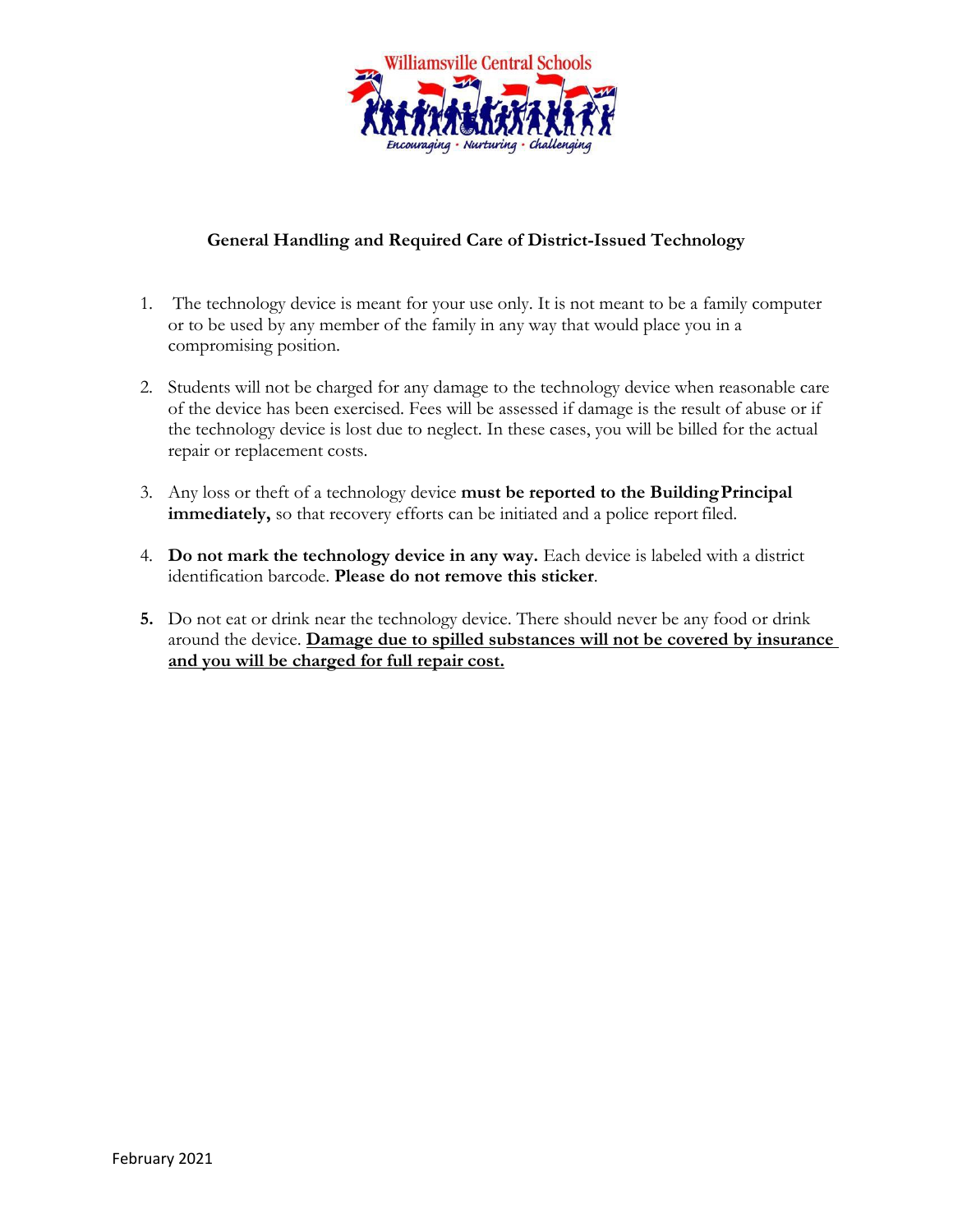## General Handling and Required Care of District-Issued Technology

1. The technology device is meant for your use only. It is not meant to be a family computer or to be used by any member of the family in any way that would place you in a compromising position.

2. Students will not be charged for any damage to the technology device when reasonable care of the device has been exercised. Fees will be assessed if damage is the result of abuse or if the technology device is lost due to neglect. In these cases, you will be billed for the actual repair or replacement costs.

3. Any loss or theft of a technology device **must be reported to the Building Principal immediately,** so that recovery efforts can be initiated and a police report filed.

4. **Do not mark the technology device in any way.** Each device is labeled with a district identification barcode. **Please do not remove this sticker**.

5. Do not eat or drink near the technology device. There should never be any food or drink around the device. **<u>Damage due to spilled substances will not be covered by insurance and you will be charged for full repair cost.</u>**

February 2021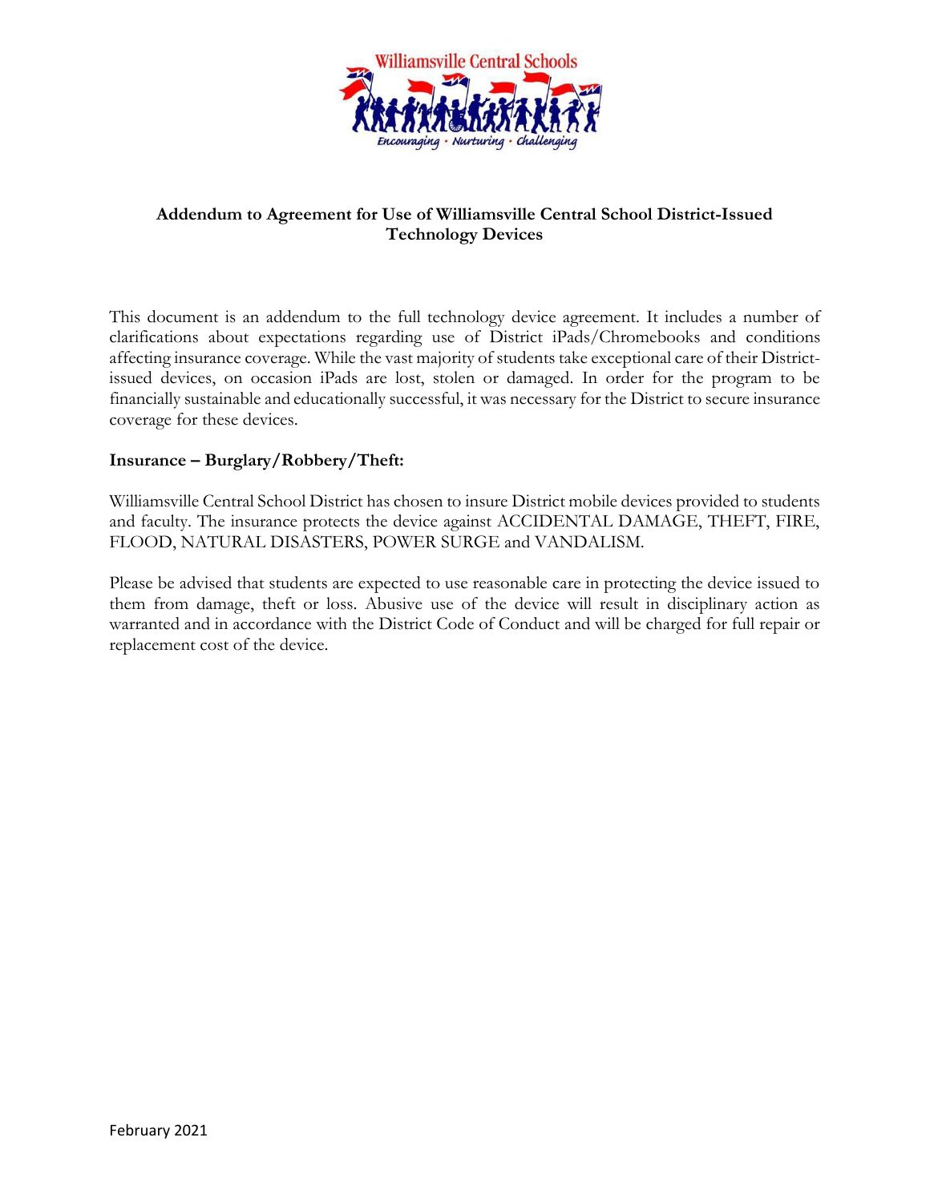# Addendum to Agreement for Use of Williamsville Central School District-Issued Technology Devices

This document is an addendum to the full technology device agreement. It includes a number of clarifications about expectations regarding use of District iPads/Chromebooks and conditions affecting insurance coverage. While the vast majority of students take exceptional care of their District-issued devices, on occasion iPads are lost, stolen or damaged. In order for the program to be financially sustainable and educationally successful, it was necessary for the District to secure insurance coverage for these devices.

**Insurance – Burglary/Robbery/Theft:**

Williamsville Central School District has chosen to insure District mobile devices provided to students and faculty. The insurance protects the device against ACCIDENTAL DAMAGE, THEFT, FIRE, FLOOD, NATURAL DISASTERS, POWER SURGE and VANDALISM.

Please be advised that students are expected to use reasonable care in protecting the device issued to them from damage, theft or loss. Abusive use of the device will result in disciplinary action as warranted and in accordance with the District Code of Conduct and will be charged for full repair or replacement cost of the device.

February 2021